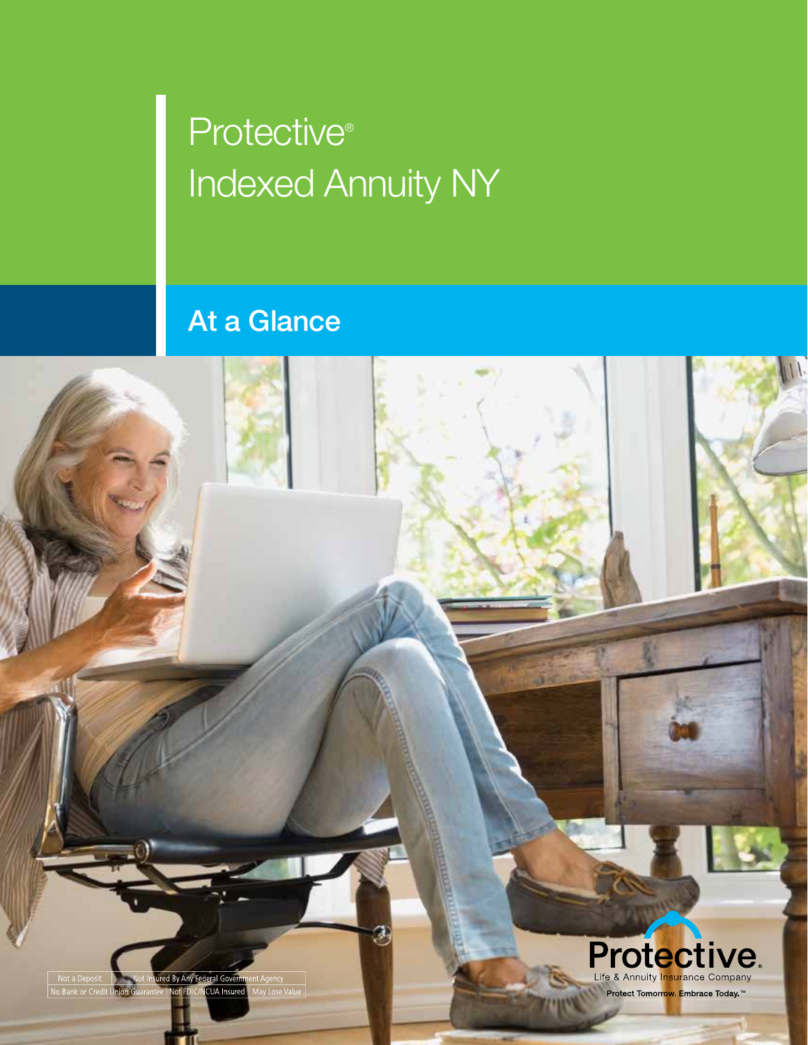# Protective® Indexed Annuity NY

## At a Glance

Not a Deposit | Not Insured By Any Federal Government Agency
No Bank or Credit Union Guarantee | Not FDIC/NCUA Insured | May Lose Value

Protective.
Life & Annuity Insurance Company
Protect Tomorrow. Embrace Today.℠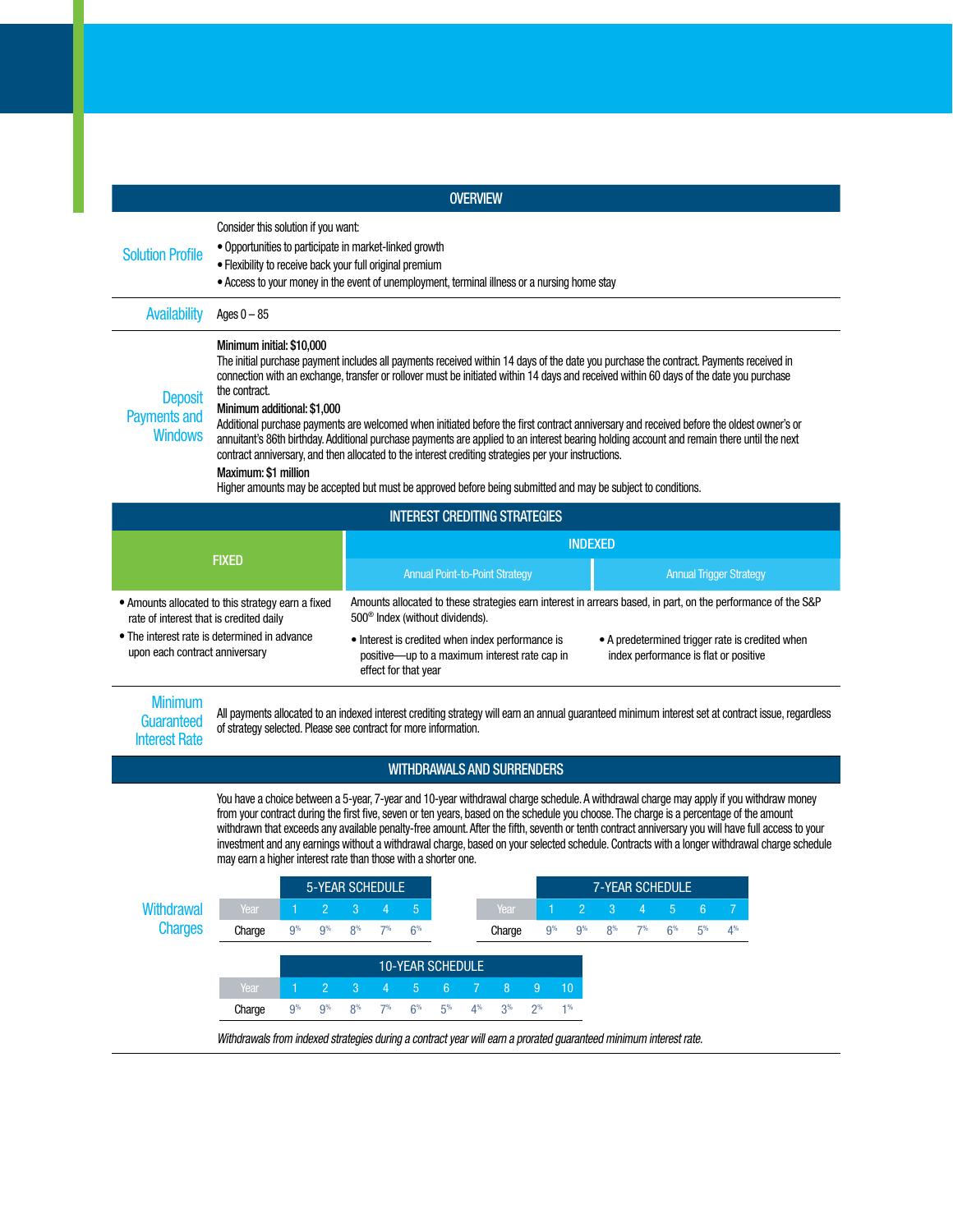## OVERVIEW

**Solution Profile**

Consider this solution if you want:

- Opportunities to participate in market-linked growth
- Flexibility to receive back your full original premium
- Access to your money in the event of unemployment, terminal illness or a nursing home stay

**Availability**

Ages 0 – 85

**Deposit Payments and Windows**

**Minimum initial: $10,000**
The initial purchase payment includes all payments received within 14 days of the date you purchase the contract. Payments received in connection with an exchange, transfer or rollover must be initiated within 14 days and received within 60 days of the date you purchase the contract.

**Minimum additional: $1,000**
Additional purchase payments are welcomed when initiated before the first contract anniversary and received before the oldest owner's or annuitant's 86th birthday. Additional purchase payments are applied to an interest bearing holding account and remain there until the next contract anniversary, and then allocated to the interest crediting strategies per your instructions.

**Maximum: $1 million**
Higher amounts may be accepted but must be approved before being submitted and may be subject to conditions.

## INTEREST CREDITING STRATEGIES

| FIXED | INDEXED | |
|---|---|---|
| | Annual Point-to-Point Strategy | Annual Trigger Strategy |
| • Amounts allocated to this strategy earn a fixed rate of interest that is credited daily<br>• The interest rate is determined in advance upon each contract anniversary | Amounts allocated to these strategies earn interest in arrears based, in part, on the performance of the S&P 500® Index (without dividends).<br>• Interest is credited when index performance is positive—up to a maximum interest rate cap in effect for that year | • A predetermined trigger rate is credited when index performance is flat or positive |

**Minimum Guaranteed Interest Rate**

All payments allocated to an indexed interest crediting strategy will earn an annual guaranteed minimum interest set at contract issue, regardless of strategy selected. Please see contract for more information.

## WITHDRAWALS AND SURRENDERS

You have a choice between a 5-year, 7-year and 10-year withdrawal charge schedule. A withdrawal charge may apply if you withdraw money from your contract during the first five, seven or ten years, based on the schedule you choose. The charge is a percentage of the amount withdrawn that exceeds any available penalty-free amount. After the fifth, seventh or tenth contract anniversary you will have full access to your investment and any earnings without a withdrawal charge, based on your selected schedule. Contracts with a longer withdrawal charge schedule may earn a higher interest rate than those with a shorter one.

**Withdrawal Charges**

**5-YEAR SCHEDULE**

| Year | 1 | 2 | 3 | 4 | 5 |
|---|---|---|---|---|---|
| Charge | 9% | 9% | 8% | 7% | 6% |

**7-YEAR SCHEDULE**

| Year | 1 | 2 | 3 | 4 | 5 | 6 | 7 |
|---|---|---|---|---|---|---|---|
| Charge | 9% | 9% | 8% | 7% | 6% | 5% | 4% |

**10-YEAR SCHEDULE**

| Year | 1 | 2 | 3 | 4 | 5 | 6 | 7 | 8 | 9 | 10 |
|---|---|---|---|---|---|---|---|---|---|---|
| Charge | 9% | 9% | 8% | 7% | 6% | 5% | 4% | 3% | 2% | 1% |

*Withdrawals from indexed strategies during a contract year will earn a prorated guaranteed minimum interest rate.*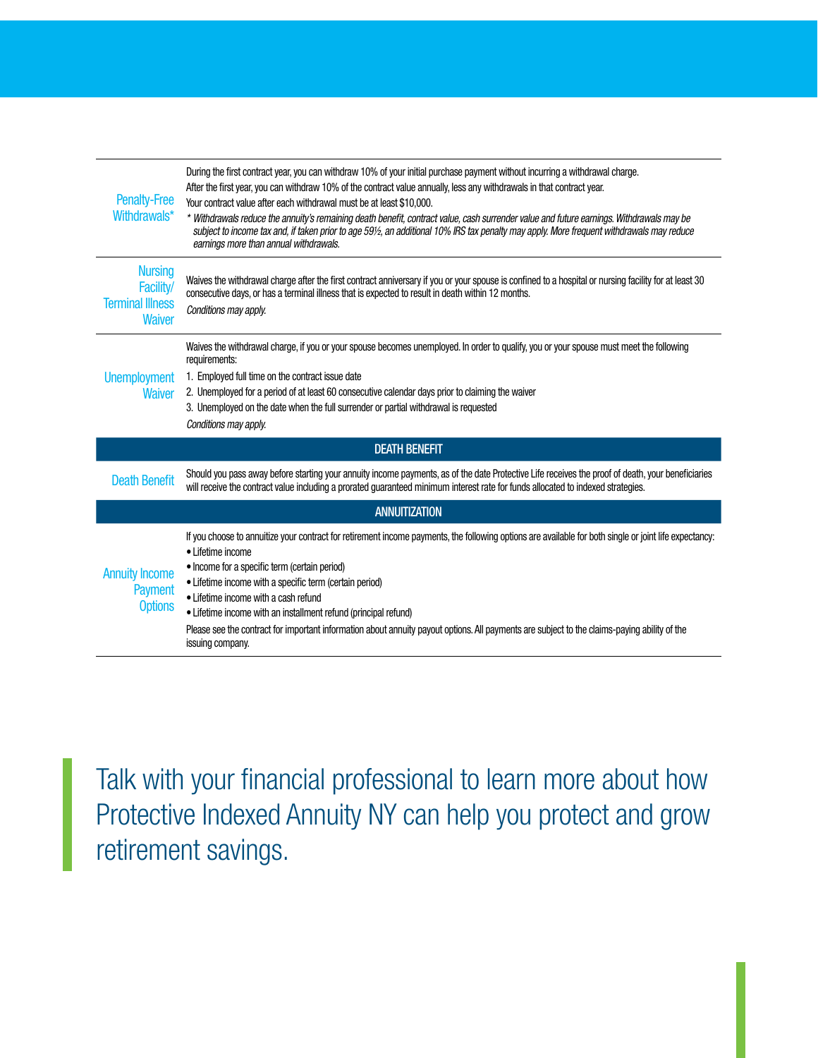| | |
|---|---|
| Penalty-Free Withdrawals* | During the first contract year, you can withdraw 10% of your initial purchase payment without incurring a withdrawal charge.<br>After the first year, you can withdraw 10% of the contract value annually, less any withdrawals in that contract year.<br>Your contract value after each withdrawal must be at least $10,000.<br>* *Withdrawals reduce the annuity's remaining death benefit, contract value, cash surrender value and future earnings. Withdrawals may be subject to income tax and, if taken prior to age 59½, an additional 10% IRS tax penalty may apply. More frequent withdrawals may reduce earnings more than annual withdrawals.* |
| Nursing Facility/ Terminal Illness Waiver | Waives the withdrawal charge after the first contract anniversary if you or your spouse is confined to a hospital or nursing facility for at least 30 consecutive days, or has a terminal illness that is expected to result in death within 12 months.<br>*Conditions may apply.* |
| Unemployment Waiver | Waives the withdrawal charge, if you or your spouse becomes unemployed. In order to qualify, you or your spouse must meet the following requirements:<br>1. Employed full time on the contract issue date<br>2. Unemployed for a period of at least 60 consecutive calendar days prior to claiming the waiver<br>3. Unemployed on the date when the full surrender or partial withdrawal is requested<br>*Conditions may apply.* |
| **DEATH BENEFIT** | |
| Death Benefit | Should you pass away before starting your annuity income payments, as of the date Protective Life receives the proof of death, your beneficiaries will receive the contract value including a prorated guaranteed minimum interest rate for funds allocated to indexed strategies. |
| **ANNUITIZATION** | |
| Annuity Income Payment Options | If you choose to annuitize your contract for retirement income payments, the following options are available for both single or joint life expectancy:<br>• Lifetime income<br>• Income for a specific term (certain period)<br>• Lifetime income with a specific term (certain period)<br>• Lifetime income with a cash refund<br>• Lifetime income with an installment refund (principal refund)<br>Please see the contract for important information about annuity payout options. All payments are subject to the claims-paying ability of the issuing company. |

Talk with your financial professional to learn more about how Protective Indexed Annuity NY can help you protect and grow retirement savings.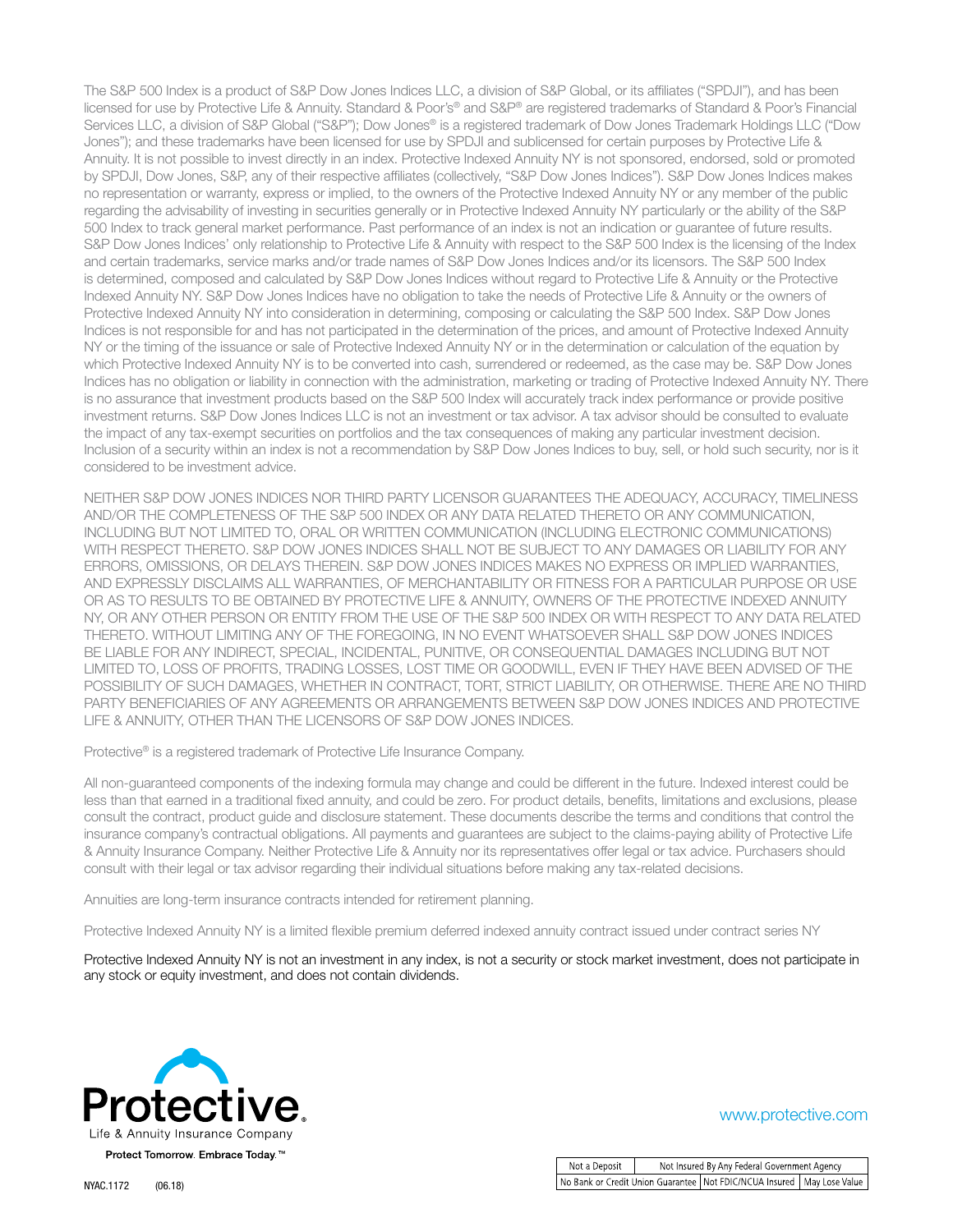The S&P 500 Index is a product of S&P Dow Jones Indices LLC, a division of S&P Global, or its affiliates ("SPDJI"), and has been licensed for use by Protective Life & Annuity. Standard & Poor's® and S&P® are registered trademarks of Standard & Poor's Financial Services LLC, a division of S&P Global ("S&P"); Dow Jones® is a registered trademark of Dow Jones Trademark Holdings LLC ("Dow Jones"); and these trademarks have been licensed for use by SPDJI and sublicensed for certain purposes by Protective Life & Annuity. It is not possible to invest directly in an index. Protective Indexed Annuity NY is not sponsored, endorsed, sold or promoted by SPDJI, Dow Jones, S&P, any of their respective affiliates (collectively, "S&P Dow Jones Indices"). S&P Dow Jones Indices makes no representation or warranty, express or implied, to the owners of the Protective Indexed Annuity NY or any member of the public regarding the advisability of investing in securities generally or in Protective Indexed Annuity NY particularly or the ability of the S&P 500 Index to track general market performance. Past performance of an index is not an indication or guarantee of future results. S&P Dow Jones Indices' only relationship to Protective Life & Annuity with respect to the S&P 500 Index is the licensing of the Index and certain trademarks, service marks and/or trade names of S&P Dow Jones Indices and/or its licensors. The S&P 500 Index is determined, composed and calculated by S&P Dow Jones Indices without regard to Protective Life & Annuity or the Protective Indexed Annuity NY. S&P Dow Jones Indices have no obligation to take the needs of Protective Life & Annuity or the owners of Protective Indexed Annuity NY into consideration in determining, composing or calculating the S&P 500 Index. S&P Dow Jones Indices is not responsible for and has not participated in the determination of the prices, and amount of Protective Indexed Annuity NY or the timing of the issuance or sale of Protective Indexed Annuity NY or in the determination or calculation of the equation by which Protective Indexed Annuity NY is to be converted into cash, surrendered or redeemed, as the case may be. S&P Dow Jones Indices has no obligation or liability in connection with the administration, marketing or trading of Protective Indexed Annuity NY. There is no assurance that investment products based on the S&P 500 Index will accurately track index performance or provide positive investment returns. S&P Dow Jones Indices LLC is not an investment or tax advisor. A tax advisor should be consulted to evaluate the impact of any tax-exempt securities on portfolios and the tax consequences of making any particular investment decision. Inclusion of a security within an index is not a recommendation by S&P Dow Jones Indices to buy, sell, or hold such security, nor is it considered to be investment advice.

NEITHER S&P DOW JONES INDICES NOR THIRD PARTY LICENSOR GUARANTEES THE ADEQUACY, ACCURACY, TIMELINESS AND/OR THE COMPLETENESS OF THE S&P 500 INDEX OR ANY DATA RELATED THERETO OR ANY COMMUNICATION, INCLUDING BUT NOT LIMITED TO, ORAL OR WRITTEN COMMUNICATION (INCLUDING ELECTRONIC COMMUNICATIONS) WITH RESPECT THERETO. S&P DOW JONES INDICES SHALL NOT BE SUBJECT TO ANY DAMAGES OR LIABILITY FOR ANY ERRORS, OMISSIONS, OR DELAYS THEREIN. S&P DOW JONES INDICES MAKES NO EXPRESS OR IMPLIED WARRANTIES, AND EXPRESSLY DISCLAIMS ALL WARRANTIES, OF MERCHANTABILITY OR FITNESS FOR A PARTICULAR PURPOSE OR USE OR AS TO RESULTS TO BE OBTAINED BY PROTECTIVE LIFE & ANNUITY, OWNERS OF THE PROTECTIVE INDEXED ANNUITY NY, OR ANY OTHER PERSON OR ENTITY FROM THE USE OF THE S&P 500 INDEX OR WITH RESPECT TO ANY DATA RELATED THERETO. WITHOUT LIMITING ANY OF THE FOREGOING, IN NO EVENT WHATSOEVER SHALL S&P DOW JONES INDICES BE LIABLE FOR ANY INDIRECT, SPECIAL, INCIDENTAL, PUNITIVE, OR CONSEQUENTIAL DAMAGES INCLUDING BUT NOT LIMITED TO, LOSS OF PROFITS, TRADING LOSSES, LOST TIME OR GOODWILL, EVEN IF THEY HAVE BEEN ADVISED OF THE POSSIBILITY OF SUCH DAMAGES, WHETHER IN CONTRACT, TORT, STRICT LIABILITY, OR OTHERWISE. THERE ARE NO THIRD PARTY BENEFICIARIES OF ANY AGREEMENTS OR ARRANGEMENTS BETWEEN S&P DOW JONES INDICES AND PROTECTIVE LIFE & ANNUITY, OTHER THAN THE LICENSORS OF S&P DOW JONES INDICES.

Protective® is a registered trademark of Protective Life Insurance Company.

All non-guaranteed components of the indexing formula may change and could be different in the future. Indexed interest could be less than that earned in a traditional fixed annuity, and could be zero. For product details, benefits, limitations and exclusions, please consult the contract, product guide and disclosure statement. These documents describe the terms and conditions that control the insurance company's contractual obligations. All payments and guarantees are subject to the claims-paying ability of Protective Life & Annuity Insurance Company. Neither Protective Life & Annuity nor its representatives offer legal or tax advice. Purchasers should consult with their legal or tax advisor regarding their individual situations before making any tax-related decisions.

Annuities are long-term insurance contracts intended for retirement planning.

Protective Indexed Annuity NY is a limited flexible premium deferred indexed annuity contract issued under contract series NY

Protective Indexed Annuity NY is not an investment in any index, is not a security or stock market investment, does not participate in any stock or equity investment, and does not contain dividends.

Protective.
Life & Annuity Insurance Company

Protect Tomorrow. Embrace Today.™

www.protective.com

| | | |
|---|---|---|
| Not a Deposit | Not Insured By Any Federal Government Agency | |
| No Bank or Credit Union Guarantee | Not FDIC/NCUA Insured | May Lose Value |

NYAC.1172 (06.18)